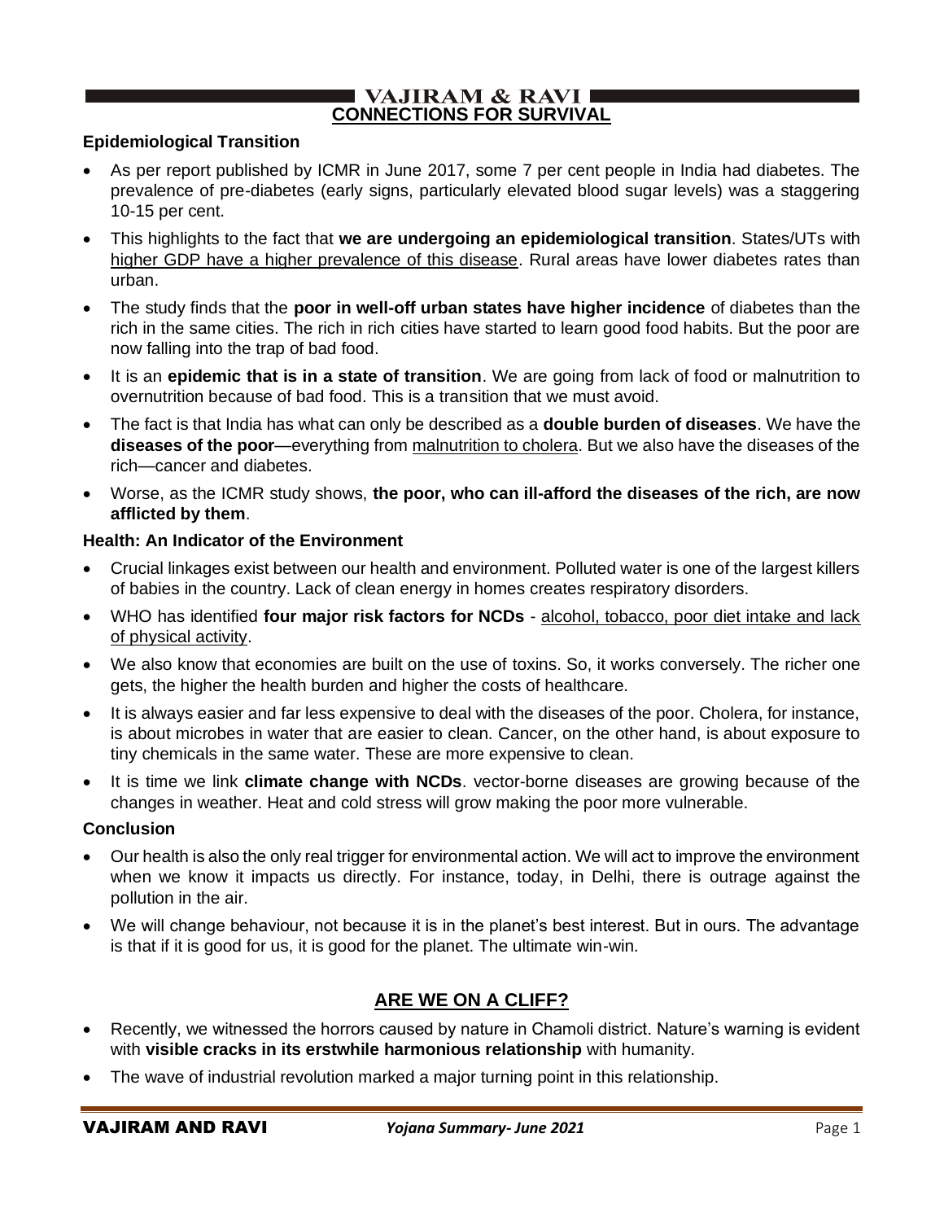# CONNECTIONS FOR SURVIVAL

### Epidemiological Transition

- As per report published by ICMR in June 2017, some 7 per cent people in India had diabetes. The prevalence of pre-diabetes (early signs, particularly elevated blood sugar levels) was a staggering 10-15 per cent.
- This highlights to the fact that **we are undergoing an epidemiological transition**. States/UTs with higher GDP have a higher prevalence of this disease. Rural areas have lower diabetes rates than urban.
- The study finds that the **poor in well-off urban states have higher incidence** of diabetes than the rich in the same cities. The rich in rich cities have started to learn good food habits. But the poor are now falling into the trap of bad food.
- It is an **epidemic that is in a state of transition**. We are going from lack of food or malnutrition to overnutrition because of bad food. This is a transition that we must avoid.
- The fact is that India has what can only be described as a **double burden of diseases**. We have the **diseases of the poor**—everything from malnutrition to cholera. But we also have the diseases of the rich—cancer and diabetes.
- Worse, as the ICMR study shows, **the poor, who can ill-afford the diseases of the rich, are now afflicted by them**.

### Health: An Indicator of the Environment

- Crucial linkages exist between our health and environment. Polluted water is one of the largest killers of babies in the country. Lack of clean energy in homes creates respiratory disorders.
- WHO has identified **four major risk factors for NCDs** - alcohol, tobacco, poor diet intake and lack of physical activity.
- We also know that economies are built on the use of toxins. So, it works conversely. The richer one gets, the higher the health burden and higher the costs of healthcare.
- It is always easier and far less expensive to deal with the diseases of the poor. Cholera, for instance, is about microbes in water that are easier to clean. Cancer, on the other hand, is about exposure to tiny chemicals in the same water. These are more expensive to clean.
- It is time we link **climate change with NCDs**. vector-borne diseases are growing because of the changes in weather. Heat and cold stress will grow making the poor more vulnerable.

### Conclusion

- Our health is also the only real trigger for environmental action. We will act to improve the environment when we know it impacts us directly. For instance, today, in Delhi, there is outrage against the pollution in the air.
- We will change behaviour, not because it is in the planet's best interest. But in ours. The advantage is that if it is good for us, it is good for the planet. The ultimate win-win.

# ARE WE ON A CLIFF?

- Recently, we witnessed the horrors caused by nature in Chamoli district. Nature's warning is evident with **visible cracks in its erstwhile harmonious relationship** with humanity.
- The wave of industrial revolution marked a major turning point in this relationship.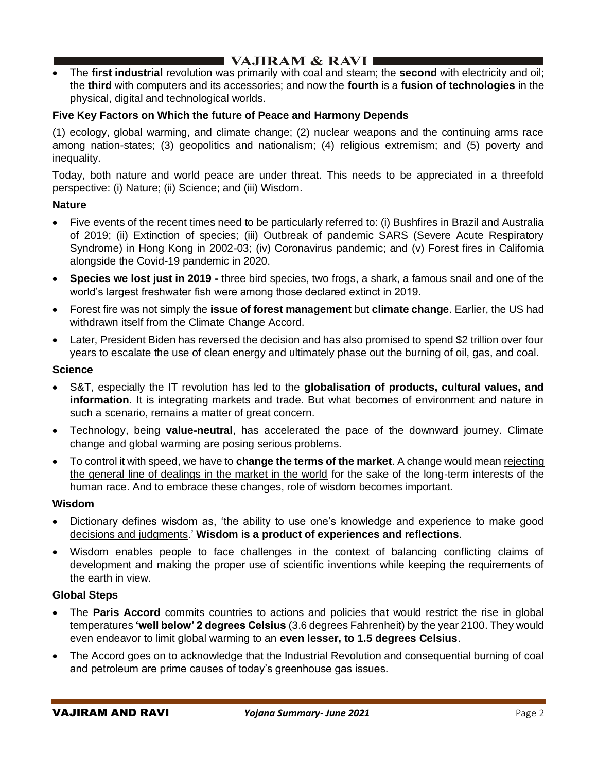- The **first industrial** revolution was primarily with coal and steam; the **second** with electricity and oil; the **third** with computers and its accessories; and now the **fourth** is a **fusion of technologies** in the physical, digital and technological worlds.

### Five Key Factors on Which the future of Peace and Harmony Depends

(1) ecology, global warming, and climate change; (2) nuclear weapons and the continuing arms race among nation-states; (3) geopolitics and nationalism; (4) religious extremism; and (5) poverty and inequality.

Today, both nature and world peace are under threat. This needs to be appreciated in a threefold perspective: (i) Nature; (ii) Science; and (iii) Wisdom.

### Nature

- Five events of the recent times need to be particularly referred to: (i) Bushfires in Brazil and Australia of 2019; (ii) Extinction of species; (iii) Outbreak of pandemic SARS (Severe Acute Respiratory Syndrome) in Hong Kong in 2002-03; (iv) Coronavirus pandemic; and (v) Forest fires in California alongside the Covid-19 pandemic in 2020.
- **Species we lost just in 2019 -** three bird species, two frogs, a shark, a famous snail and one of the world's largest freshwater fish were among those declared extinct in 2019.
- Forest fire was not simply the **issue of forest management** but **climate change**. Earlier, the US had withdrawn itself from the Climate Change Accord.
- Later, President Biden has reversed the decision and has also promised to spend $2 trillion over four years to escalate the use of clean energy and ultimately phase out the burning of oil, gas, and coal.

### Science

- S&T, especially the IT revolution has led to the **globalisation of products, cultural values, and information**. It is integrating markets and trade. But what becomes of environment and nature in such a scenario, remains a matter of great concern.
- Technology, being **value-neutral**, has accelerated the pace of the downward journey. Climate change and global warming are posing serious problems.
- To control it with speed, we have to **change the terms of the market**. A change would mean rejecting the general line of dealings in the market in the world for the sake of the long-term interests of the human race. And to embrace these changes, role of wisdom becomes important.

### Wisdom

- Dictionary defines wisdom as, 'the ability to use one's knowledge and experience to make good decisions and judgments.' **Wisdom is a product of experiences and reflections**.
- Wisdom enables people to face challenges in the context of balancing conflicting claims of development and making the proper use of scientific inventions while keeping the requirements of the earth in view.

### Global Steps

- The **Paris Accord** commits countries to actions and policies that would restrict the rise in global temperatures **'well below' 2 degrees Celsius** (3.6 degrees Fahrenheit) by the year 2100. They would even endeavor to limit global warming to an **even lesser, to 1.5 degrees Celsius**.
- The Accord goes on to acknowledge that the Industrial Revolution and consequential burning of coal and petroleum are prime causes of today's greenhouse gas issues.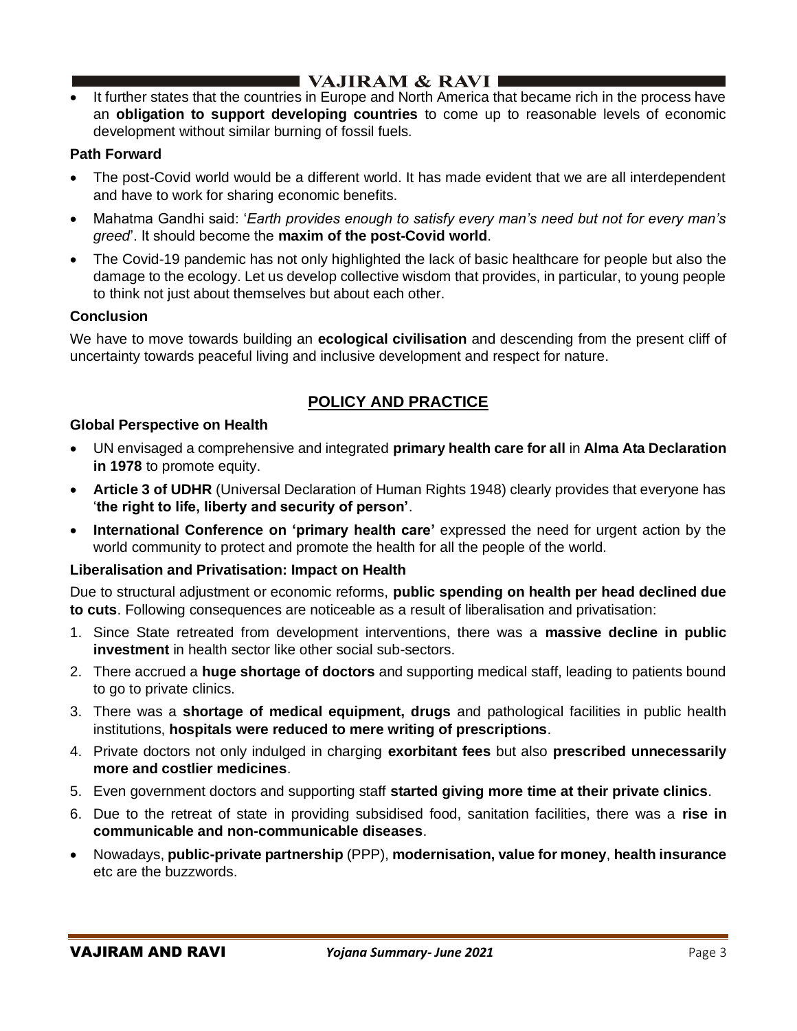- It further states that the countries in Europe and North America that became rich in the process have an **obligation to support developing countries** to come up to reasonable levels of economic development without similar burning of fossil fuels.

**Path Forward**

- The post-Covid world would be a different world. It has made evident that we are all interdependent and have to work for sharing economic benefits.
- Mahatma Gandhi said: '*Earth provides enough to satisfy every man's need but not for every man's greed*'. It should become the **maxim of the post-Covid world**.
- The Covid-19 pandemic has not only highlighted the lack of basic healthcare for people but also the damage to the ecology. Let us develop collective wisdom that provides, in particular, to young people to think not just about themselves but about each other.

**Conclusion**

We have to move towards building an **ecological civilisation** and descending from the present cliff of uncertainty towards peaceful living and inclusive development and respect for nature.

## POLICY AND PRACTICE

**Global Perspective on Health**

- UN envisaged a comprehensive and integrated **primary health care for all** in **Alma Ata Declaration in 1978** to promote equity.
- **Article 3 of UDHR** (Universal Declaration of Human Rights 1948) clearly provides that everyone has '**the right to life, liberty and security of person'**.
- **International Conference on 'primary health care'** expressed the need for urgent action by the world community to protect and promote the health for all the people of the world.

**Liberalisation and Privatisation: Impact on Health**

Due to structural adjustment or economic reforms, **public spending on health per head declined due to cuts**. Following consequences are noticeable as a result of liberalisation and privatisation:

1. Since State retreated from development interventions, there was a **massive decline in public investment** in health sector like other social sub-sectors.
2. There accrued a **huge shortage of doctors** and supporting medical staff, leading to patients bound to go to private clinics.
3. There was a **shortage of medical equipment, drugs** and pathological facilities in public health institutions, **hospitals were reduced to mere writing of prescriptions**.
4. Private doctors not only indulged in charging **exorbitant fees** but also **prescribed unnecessarily more and costlier medicines**.
5. Even government doctors and supporting staff **started giving more time at their private clinics**.
6. Due to the retreat of state in providing subsidised food, sanitation facilities, there was a **rise in communicable and non-communicable diseases**.

- Nowadays, **public-private partnership** (PPP), **modernisation, value for money**, **health insurance** etc are the buzzwords.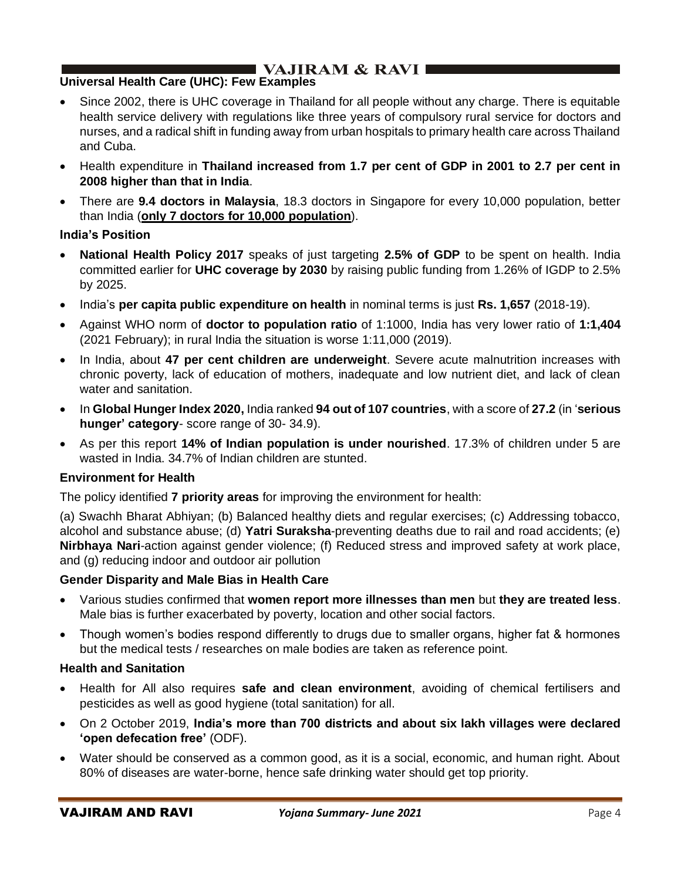### Universal Health Care (UHC): Few Examples

- Since 2002, there is UHC coverage in Thailand for all people without any charge. There is equitable health service delivery with regulations like three years of compulsory rural service for doctors and nurses, and a radical shift in funding away from urban hospitals to primary health care across Thailand and Cuba.
- Health expenditure in **Thailand increased from 1.7 per cent of GDP in 2001 to 2.7 per cent in 2008 higher than that in India**.
- There are **9.4 doctors in Malaysia**, 18.3 doctors in Singapore for every 10,000 population, better than India (**only 7 doctors for 10,000 population**).

### India's Position

- **National Health Policy 2017** speaks of just targeting **2.5% of GDP** to be spent on health. India committed earlier for **UHC coverage by 2030** by raising public funding from 1.26% of IGDP to 2.5% by 2025.
- India's **per capita public expenditure on health** in nominal terms is just **Rs. 1,657** (2018-19).
- Against WHO norm of **doctor to population ratio** of 1:1000, India has very lower ratio of **1:1,404** (2021 February); in rural India the situation is worse 1:11,000 (2019).
- In India, about **47 per cent children are underweight**. Severe acute malnutrition increases with chronic poverty, lack of education of mothers, inadequate and low nutrient diet, and lack of clean water and sanitation.
- In **Global Hunger Index 2020,** India ranked **94 out of 107 countries**, with a score of **27.2** (in '**serious hunger' category**- score range of 30- 34.9).
- As per this report **14% of Indian population is under nourished**. 17.3% of children under 5 are wasted in India. 34.7% of Indian children are stunted.

### Environment for Health

The policy identified **7 priority areas** for improving the environment for health:

(a) Swachh Bharat Abhiyan; (b) Balanced healthy diets and regular exercises; (c) Addressing tobacco, alcohol and substance abuse; (d) **Yatri Suraksha**-preventing deaths due to rail and road accidents; (e) **Nirbhaya Nari**-action against gender violence; (f) Reduced stress and improved safety at work place, and (g) reducing indoor and outdoor air pollution

### Gender Disparity and Male Bias in Health Care

- Various studies confirmed that **women report more illnesses than men** but **they are treated less**. Male bias is further exacerbated by poverty, location and other social factors.
- Though women's bodies respond differently to drugs due to smaller organs, higher fat & hormones but the medical tests / researches on male bodies are taken as reference point.

### Health and Sanitation

- Health for All also requires **safe and clean environment**, avoiding of chemical fertilisers and pesticides as well as good hygiene (total sanitation) for all.
- On 2 October 2019, **India's more than 700 districts and about six lakh villages were declared 'open defecation free'** (ODF).
- Water should be conserved as a common good, as it is a social, economic, and human right. About 80% of diseases are water-borne, hence safe drinking water should get top priority.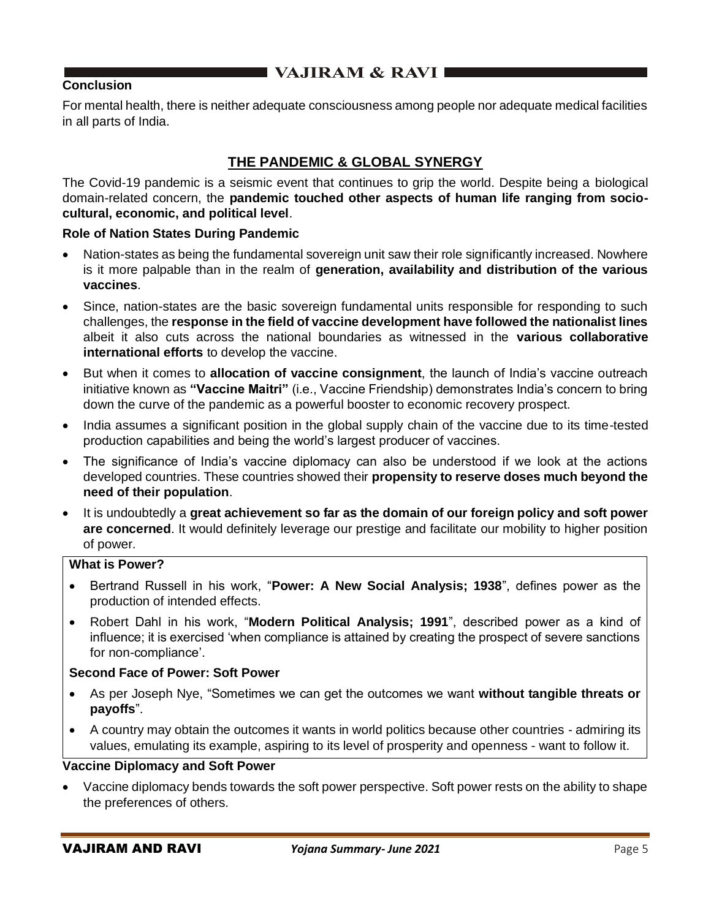### Conclusion

For mental health, there is neither adequate consciousness among people nor adequate medical facilities in all parts of India.

## THE PANDEMIC & GLOBAL SYNERGY

The Covid-19 pandemic is a seismic event that continues to grip the world. Despite being a biological domain-related concern, the **pandemic touched other aspects of human life ranging from socio-cultural, economic, and political level**.

### Role of Nation States During Pandemic

- Nation-states as being the fundamental sovereign unit saw their role significantly increased. Nowhere is it more palpable than in the realm of **generation, availability and distribution of the various vaccines**.
- Since, nation-states are the basic sovereign fundamental units responsible for responding to such challenges, the **response in the field of vaccine development have followed the nationalist lines** albeit it also cuts across the national boundaries as witnessed in the **various collaborative international efforts** to develop the vaccine.
- But when it comes to **allocation of vaccine consignment**, the launch of India's vaccine outreach initiative known as **"Vaccine Maitri"** (i.e., Vaccine Friendship) demonstrates India's concern to bring down the curve of the pandemic as a powerful booster to economic recovery prospect.
- India assumes a significant position in the global supply chain of the vaccine due to its time-tested production capabilities and being the world's largest producer of vaccines.
- The significance of India's vaccine diplomacy can also be understood if we look at the actions developed countries. These countries showed their **propensity to reserve doses much beyond the need of their population**.
- It is undoubtedly a **great achievement so far as the domain of our foreign policy and soft power are concerned**. It would definitely leverage our prestige and facilitate our mobility to higher position of power.

**What is Power?**

- Bertrand Russell in his work, "**Power: A New Social Analysis; 1938**", defines power as the production of intended effects.
- Robert Dahl in his work, "**Modern Political Analysis; 1991**", described power as a kind of influence; it is exercised 'when compliance is attained by creating the prospect of severe sanctions for non-compliance'.

**Second Face of Power: Soft Power**

- As per Joseph Nye, "Sometimes we can get the outcomes we want **without tangible threats or payoffs**".
- A country may obtain the outcomes it wants in world politics because other countries - admiring its values, emulating its example, aspiring to its level of prosperity and openness - want to follow it.

### Vaccine Diplomacy and Soft Power

- Vaccine diplomacy bends towards the soft power perspective. Soft power rests on the ability to shape the preferences of others.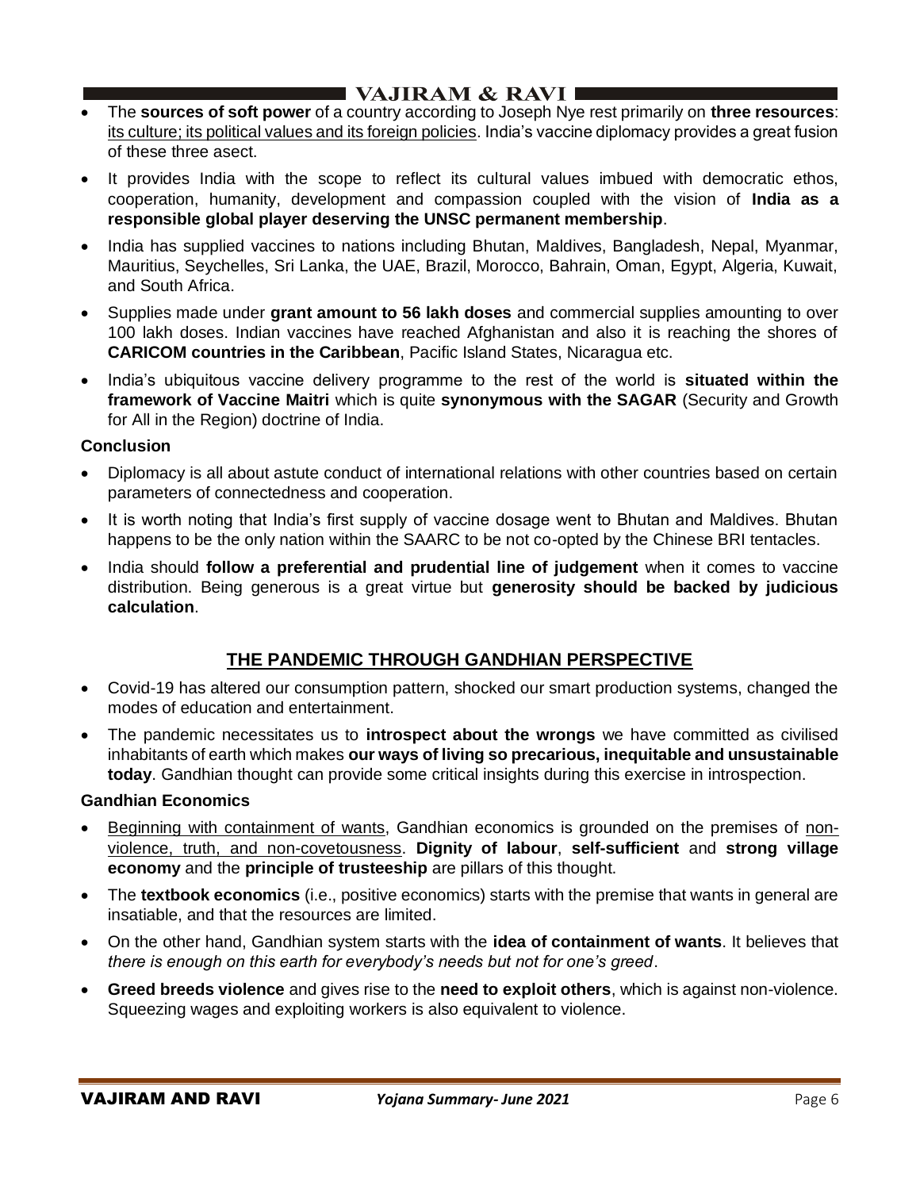- The **sources of soft power** of a country according to Joseph Nye rest primarily on **three resources**: its culture; its political values and its foreign policies. India's vaccine diplomacy provides a great fusion of these three asect.
- It provides India with the scope to reflect its cultural values imbued with democratic ethos, cooperation, humanity, development and compassion coupled with the vision of **India as a responsible global player deserving the UNSC permanent membership**.
- India has supplied vaccines to nations including Bhutan, Maldives, Bangladesh, Nepal, Myanmar, Mauritius, Seychelles, Sri Lanka, the UAE, Brazil, Morocco, Bahrain, Oman, Egypt, Algeria, Kuwait, and South Africa.
- Supplies made under **grant amount to 56 lakh doses** and commercial supplies amounting to over 100 lakh doses. Indian vaccines have reached Afghanistan and also it is reaching the shores of **CARICOM countries in the Caribbean**, Pacific Island States, Nicaragua etc.
- India's ubiquitous vaccine delivery programme to the rest of the world is **situated within the framework of Vaccine Maitri** which is quite **synonymous with the SAGAR** (Security and Growth for All in the Region) doctrine of India.

**Conclusion**

- Diplomacy is all about astute conduct of international relations with other countries based on certain parameters of connectedness and cooperation.
- It is worth noting that India's first supply of vaccine dosage went to Bhutan and Maldives. Bhutan happens to be the only nation within the SAARC to be not co-opted by the Chinese BRI tentacles.
- India should **follow a preferential and prudential line of judgement** when it comes to vaccine distribution. Being generous is a great virtue but **generosity should be backed by judicious calculation**.

## THE PANDEMIC THROUGH GANDHIAN PERSPECTIVE

- Covid-19 has altered our consumption pattern, shocked our smart production systems, changed the modes of education and entertainment.
- The pandemic necessitates us to **introspect about the wrongs** we have committed as civilised inhabitants of earth which makes **our ways of living so precarious, inequitable and unsustainable today**. Gandhian thought can provide some critical insights during this exercise in introspection.

**Gandhian Economics**

- Beginning with containment of wants, Gandhian economics is grounded on the premises of non-violence, truth, and non-covetousness. **Dignity of labour**, **self-sufficient** and **strong village economy** and the **principle of trusteeship** are pillars of this thought.
- The **textbook economics** (i.e., positive economics) starts with the premise that wants in general are insatiable, and that the resources are limited.
- On the other hand, Gandhian system starts with the **idea of containment of wants**. It believes that *there is enough on this earth for everybody's needs but not for one's greed*.
- **Greed breeds violence** and gives rise to the **need to exploit others**, which is against non-violence. Squeezing wages and exploiting workers is also equivalent to violence.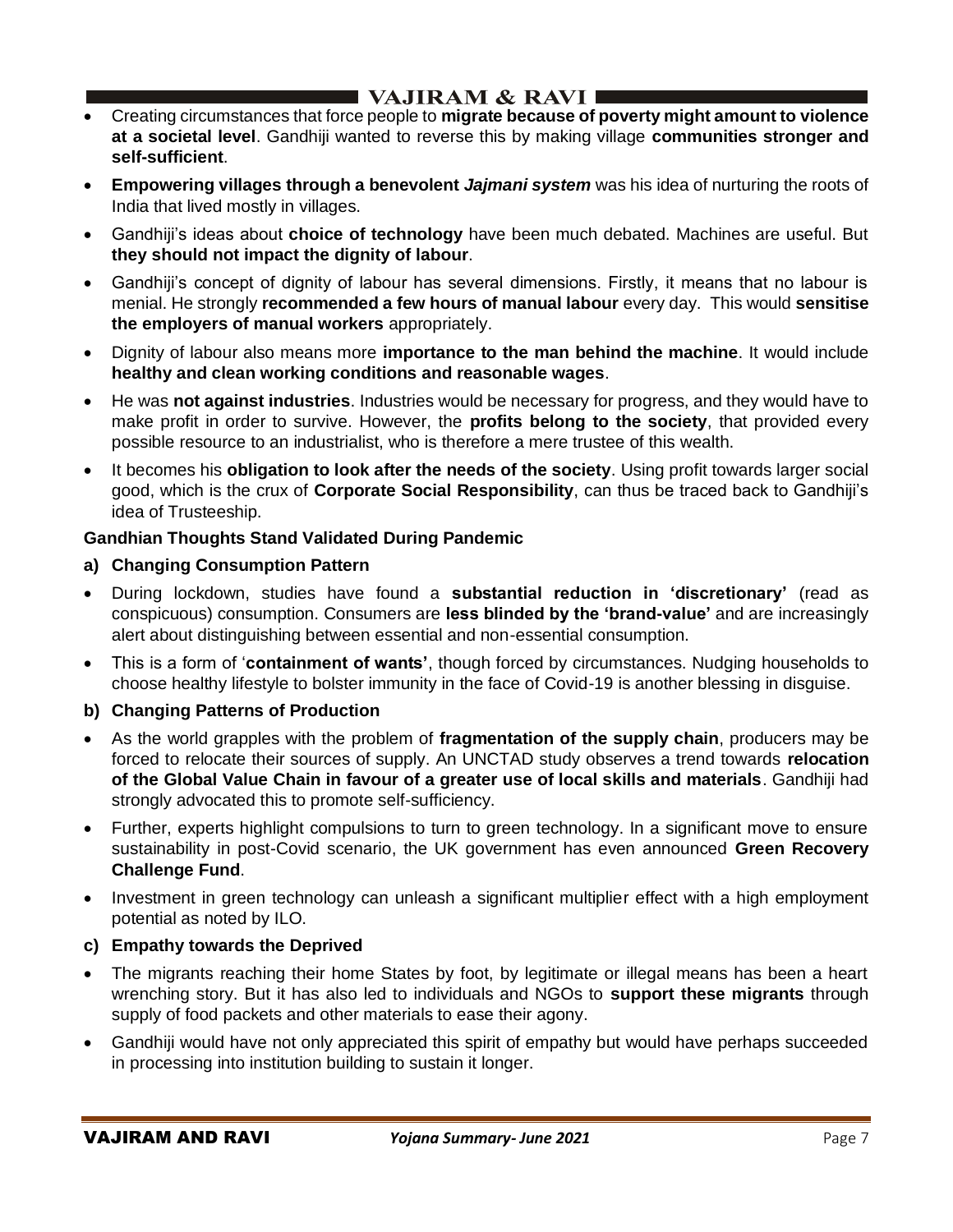- Creating circumstances that force people to **migrate because of poverty might amount to violence at a societal level**. Gandhiji wanted to reverse this by making village **communities stronger and self-sufficient**.
- **Empowering villages through a benevolent *Jajmani system*** was his idea of nurturing the roots of India that lived mostly in villages.
- Gandhiji's ideas about **choice of technology** have been much debated. Machines are useful. But **they should not impact the dignity of labour**.
- Gandhiji's concept of dignity of labour has several dimensions. Firstly, it means that no labour is menial. He strongly **recommended a few hours of manual labour** every day. This would **sensitise the employers of manual workers** appropriately.
- Dignity of labour also means more **importance to the man behind the machine**. It would include **healthy and clean working conditions and reasonable wages**.
- He was **not against industries**. Industries would be necessary for progress, and they would have to make profit in order to survive. However, the **profits belong to the society**, that provided every possible resource to an industrialist, who is therefore a mere trustee of this wealth.
- It becomes his **obligation to look after the needs of the society**. Using profit towards larger social good, which is the crux of **Corporate Social Responsibility**, can thus be traced back to Gandhiji's idea of Trusteeship.

**Gandhian Thoughts Stand Validated During Pandemic**

**a) Changing Consumption Pattern**

- During lockdown, studies have found a **substantial reduction in 'discretionary'** (read as conspicuous) consumption. Consumers are **less blinded by the 'brand-value'** and are increasingly alert about distinguishing between essential and non-essential consumption.
- This is a form of '**containment of wants'**, though forced by circumstances. Nudging households to choose healthy lifestyle to bolster immunity in the face of Covid-19 is another blessing in disguise.

**b) Changing Patterns of Production**

- As the world grapples with the problem of **fragmentation of the supply chain**, producers may be forced to relocate their sources of supply. An UNCTAD study observes a trend towards **relocation of the Global Value Chain in favour of a greater use of local skills and materials**. Gandhiji had strongly advocated this to promote self-sufficiency.
- Further, experts highlight compulsions to turn to green technology. In a significant move to ensure sustainability in post-Covid scenario, the UK government has even announced **Green Recovery Challenge Fund**.
- Investment in green technology can unleash a significant multiplier effect with a high employment potential as noted by ILO.

**c) Empathy towards the Deprived**

- The migrants reaching their home States by foot, by legitimate or illegal means has been a heart wrenching story. But it has also led to individuals and NGOs to **support these migrants** through supply of food packets and other materials to ease their agony.
- Gandhiji would have not only appreciated this spirit of empathy but would have perhaps succeeded in processing into institution building to sustain it longer.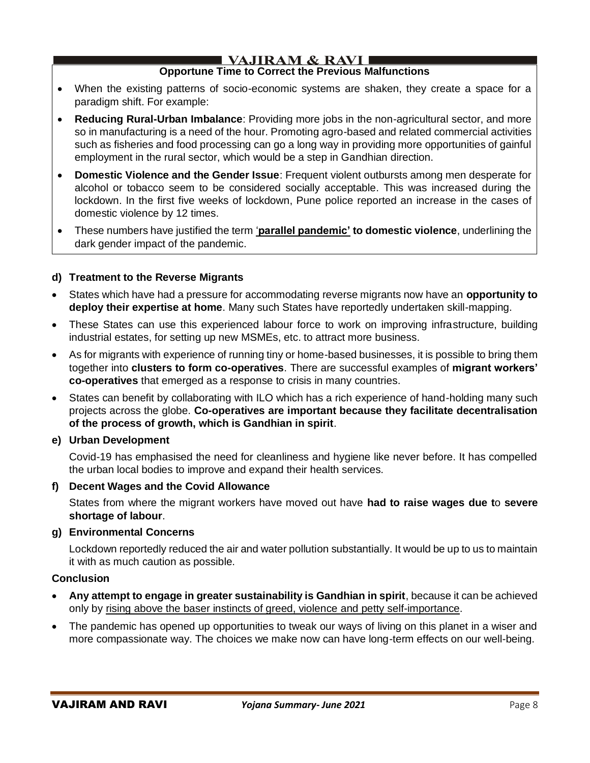**Opportune Time to Correct the Previous Malfunctions**

- When the existing patterns of socio-economic systems are shaken, they create a space for a paradigm shift. For example:
- **Reducing Rural-Urban Imbalance**: Providing more jobs in the non-agricultural sector, and more so in manufacturing is a need of the hour. Promoting agro-based and related commercial activities such as fisheries and food processing can go a long way in providing more opportunities of gainful employment in the rural sector, which would be a step in Gandhian direction.
- **Domestic Violence and the Gender Issue**: Frequent violent outbursts among men desperate for alcohol or tobacco seem to be considered socially acceptable. This was increased during the lockdown. In the first five weeks of lockdown, Pune police reported an increase in the cases of domestic violence by 12 times.
- These numbers have justified the term '**parallel pandemic' to domestic violence**, underlining the dark gender impact of the pandemic.

**d) Treatment to the Reverse Migrants**

- States which have had a pressure for accommodating reverse migrants now have an **opportunity to deploy their expertise at home**. Many such States have reportedly undertaken skill-mapping.
- These States can use this experienced labour force to work on improving infrastructure, building industrial estates, for setting up new MSMEs, etc. to attract more business.
- As for migrants with experience of running tiny or home-based businesses, it is possible to bring them together into **clusters to form co-operatives**. There are successful examples of **migrant workers' co-operatives** that emerged as a response to crisis in many countries.
- States can benefit by collaborating with ILO which has a rich experience of hand-holding many such projects across the globe. **Co-operatives are important because they facilitate decentralisation of the process of growth, which is Gandhian in spirit**.

**e) Urban Development**

Covid-19 has emphasised the need for cleanliness and hygiene like never before. It has compelled the urban local bodies to improve and expand their health services.

**f) Decent Wages and the Covid Allowance**

States from where the migrant workers have moved out have **had to raise wages due to severe shortage of labour**.

**g) Environmental Concerns**

Lockdown reportedly reduced the air and water pollution substantially. It would be up to us to maintain it with as much caution as possible.

**Conclusion**

- **Any attempt to engage in greater sustainability is Gandhian in spirit**, because it can be achieved only by rising above the baser instincts of greed, violence and petty self-importance.
- The pandemic has opened up opportunities to tweak our ways of living on this planet in a wiser and more compassionate way. The choices we make now can have long-term effects on our well-being.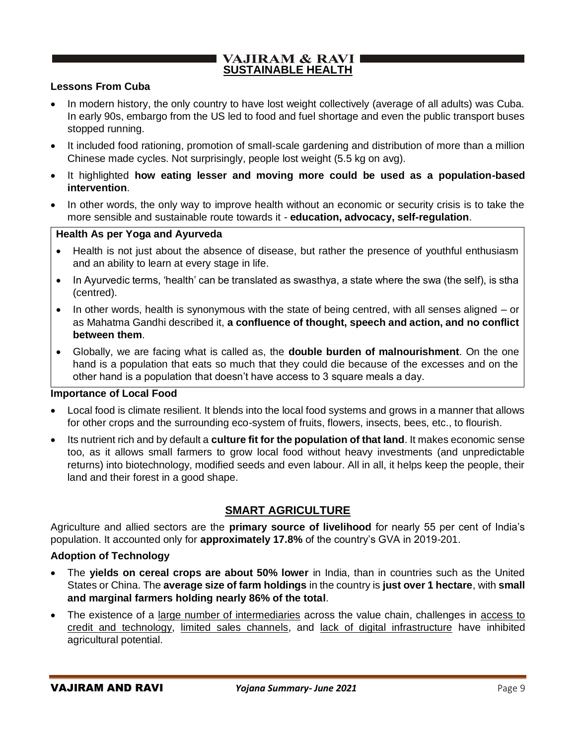## SUSTAINABLE HEALTH

**Lessons From Cuba**

- In modern history, the only country to have lost weight collectively (average of all adults) was Cuba. In early 90s, embargo from the US led to food and fuel shortage and even the public transport buses stopped running.
- It included food rationing, promotion of small-scale gardening and distribution of more than a million Chinese made cycles. Not surprisingly, people lost weight (5.5 kg on avg).
- It highlighted **how eating lesser and moving more could be used as a population-based intervention**.
- In other words, the only way to improve health without an economic or security crisis is to take the more sensible and sustainable route towards it - **education, advocacy, self-regulation**.

**Health As per Yoga and Ayurveda**

- Health is not just about the absence of disease, but rather the presence of youthful enthusiasm and an ability to learn at every stage in life.
- In Ayurvedic terms, 'health' can be translated as swasthya, a state where the swa (the self), is stha (centred).
- In other words, health is synonymous with the state of being centred, with all senses aligned – or as Mahatma Gandhi described it, **a confluence of thought, speech and action, and no conflict between them**.
- Globally, we are facing what is called as, the **double burden of malnourishment**. On the one hand is a population that eats so much that they could die because of the excesses and on the other hand is a population that doesn't have access to 3 square meals a day.

**Importance of Local Food**

- Local food is climate resilient. It blends into the local food systems and grows in a manner that allows for other crops and the surrounding eco-system of fruits, flowers, insects, bees, etc., to flourish.
- Its nutrient rich and by default a **culture fit for the population of that land**. It makes economic sense too, as it allows small farmers to grow local food without heavy investments (and unpredictable returns) into biotechnology, modified seeds and even labour. All in all, it helps keep the people, their land and their forest in a good shape.

## SMART AGRICULTURE

Agriculture and allied sectors are the **primary source of livelihood** for nearly 55 per cent of India's population. It accounted only for **approximately 17.8%** of the country's GVA in 2019-201.

**Adoption of Technology**

- The **yields on cereal crops are about 50% lower** in India, than in countries such as the United States or China. The **average size of farm holdings** in the country is **just over 1 hectare**, with **small and marginal farmers holding nearly 86% of the total**.
- The existence of a large number of intermediaries across the value chain, challenges in access to credit and technology, limited sales channels, and lack of digital infrastructure have inhibited agricultural potential.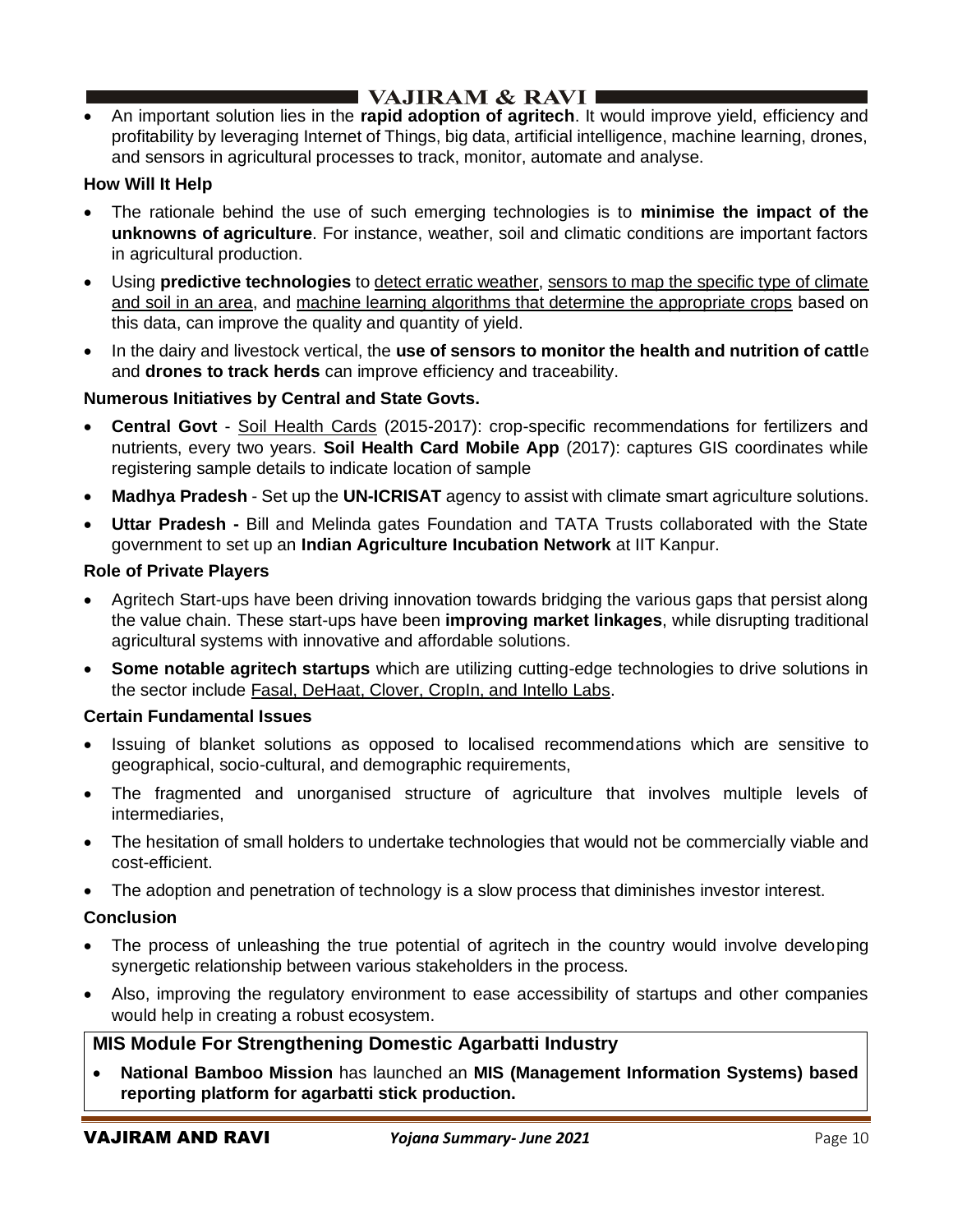- An important solution lies in the **rapid adoption of agritech**. It would improve yield, efficiency and profitability by leveraging Internet of Things, big data, artificial intelligence, machine learning, drones, and sensors in agricultural processes to track, monitor, automate and analyse.

**How Will It Help**

- The rationale behind the use of such emerging technologies is to **minimise the impact of the unknowns of agriculture**. For instance, weather, soil and climatic conditions are important factors in agricultural production.
- Using **predictive technologies** to detect erratic weather, sensors to map the specific type of climate and soil in an area, and machine learning algorithms that determine the appropriate crops based on this data, can improve the quality and quantity of yield.
- In the dairy and livestock vertical, the **use of sensors to monitor the health and nutrition of cattl**e and **drones to track herds** can improve efficiency and traceability.

**Numerous Initiatives by Central and State Govts.**

- **Central Govt** - Soil Health Cards (2015-2017): crop-specific recommendations for fertilizers and nutrients, every two years. **Soil Health Card Mobile App** (2017): captures GIS coordinates while registering sample details to indicate location of sample
- **Madhya Pradesh** - Set up the **UN-ICRISAT** agency to assist with climate smart agriculture solutions.
- **Uttar Pradesh -** Bill and Melinda gates Foundation and TATA Trusts collaborated with the State government to set up an **Indian Agriculture Incubation Network** at IIT Kanpur.

**Role of Private Players**

- Agritech Start-ups have been driving innovation towards bridging the various gaps that persist along the value chain. These start-ups have been **improving market linkages**, while disrupting traditional agricultural systems with innovative and affordable solutions.
- **Some notable agritech startups** which are utilizing cutting-edge technologies to drive solutions in the sector include Fasal, DeHaat, Clover, CropIn, and Intello Labs.

**Certain Fundamental Issues**

- Issuing of blanket solutions as opposed to localised recommendations which are sensitive to geographical, socio-cultural, and demographic requirements,
- The fragmented and unorganised structure of agriculture that involves multiple levels of intermediaries,
- The hesitation of small holders to undertake technologies that would not be commercially viable and cost-efficient.
- The adoption and penetration of technology is a slow process that diminishes investor interest.

**Conclusion**

- The process of unleashing the true potential of agritech in the country would involve developing synergetic relationship between various stakeholders in the process.
- Also, improving the regulatory environment to ease accessibility of startups and other companies would help in creating a robust ecosystem.

**MIS Module For Strengthening Domestic Agarbatti Industry**

- **National Bamboo Mission** has launched an **MIS (Management Information Systems) based reporting platform for agarbatti stick production.**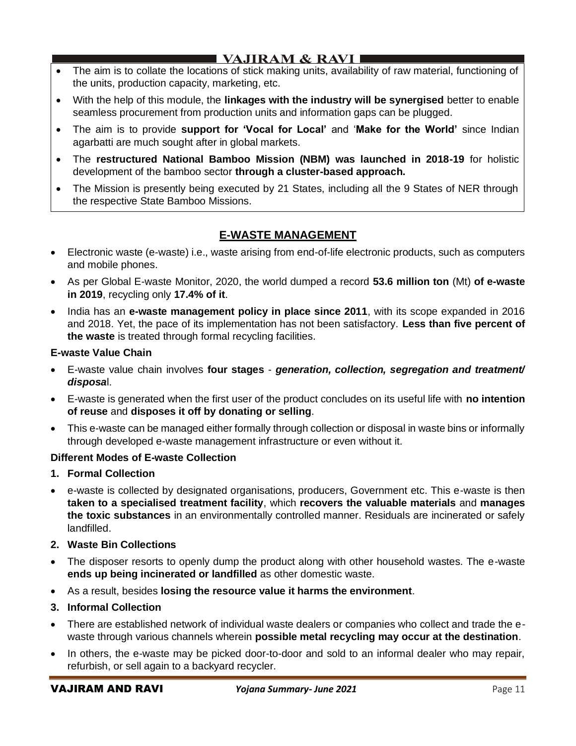- The aim is to collate the locations of stick making units, availability of raw material, functioning of the units, production capacity, marketing, etc.
- With the help of this module, the **linkages with the industry will be synergised** better to enable seamless procurement from production units and information gaps can be plugged.
- The aim is to provide **support for 'Vocal for Local'** and '**Make for the World'** since Indian agarbatti are much sought after in global markets.
- The **restructured National Bamboo Mission (NBM) was launched in 2018-19** for holistic development of the bamboo sector **through a cluster-based approach.**
- The Mission is presently being executed by 21 States, including all the 9 States of NER through the respective State Bamboo Missions.

## E-WASTE MANAGEMENT

- Electronic waste (e-waste) i.e., waste arising from end-of-life electronic products, such as computers and mobile phones.
- As per Global E-waste Monitor, 2020, the world dumped a record **53.6 million ton** (Mt) **of e-waste in 2019**, recycling only **17.4% of it**.
- India has an **e-waste management policy in place since 2011**, with its scope expanded in 2016 and 2018. Yet, the pace of its implementation has not been satisfactory. **Less than five percent of the waste** is treated through formal recycling facilities.

**E-waste Value Chain**

- E-waste value chain involves **four stages** - ***generation, collection, segregation and treatment/ disposa***l.
- E-waste is generated when the first user of the product concludes on its useful life with **no intention of reuse** and **disposes it off by donating or selling**.
- This e-waste can be managed either formally through collection or disposal in waste bins or informally through developed e-waste management infrastructure or even without it.

**Different Modes of E-waste Collection**

**1. Formal Collection**

- e-waste is collected by designated organisations, producers, Government etc. This e-waste is then **taken to a specialised treatment facility**, which **recovers the valuable materials** and **manages the toxic substances** in an environmentally controlled manner. Residuals are incinerated or safely landfilled.

**2. Waste Bin Collections**

- The disposer resorts to openly dump the product along with other household wastes. The e-waste **ends up being incinerated or landfilled** as other domestic waste.
- As a result, besides **losing the resource value it harms the environment**.

**3. Informal Collection**

- There are established network of individual waste dealers or companies who collect and trade the e-waste through various channels wherein **possible metal recycling may occur at the destination**.
- In others, the e-waste may be picked door-to-door and sold to an informal dealer who may repair, refurbish, or sell again to a backyard recycler.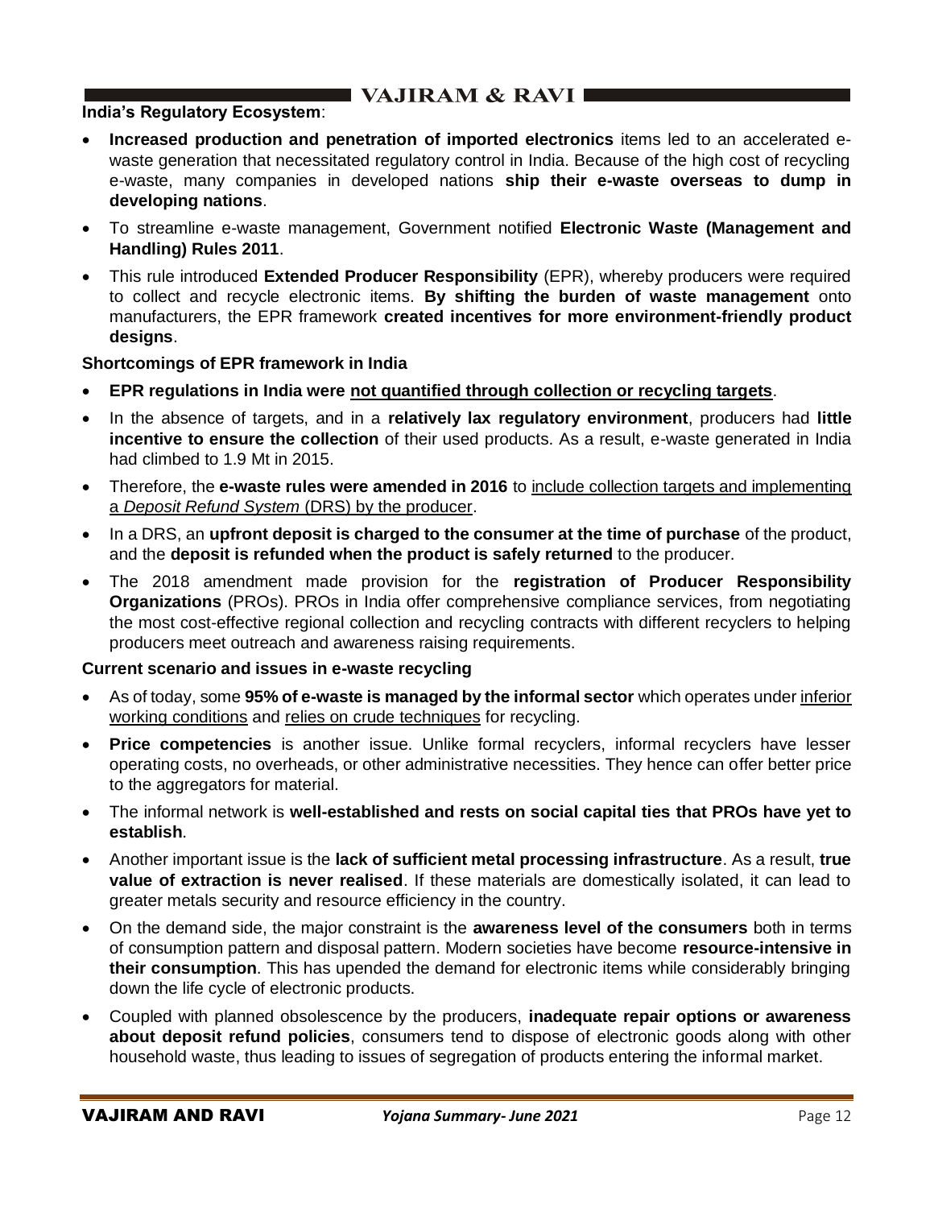**India's Regulatory Ecosystem**:

- **Increased production and penetration of imported electronics** items led to an accelerated e-waste generation that necessitated regulatory control in India. Because of the high cost of recycling e-waste, many companies in developed nations **ship their e-waste overseas to dump in developing nations**.
- To streamline e-waste management, Government notified **Electronic Waste (Management and Handling) Rules 2011**.
- This rule introduced **Extended Producer Responsibility** (EPR), whereby producers were required to collect and recycle electronic items. **By shifting the burden of waste management** onto manufacturers, the EPR framework **created incentives for more environment-friendly product designs**.

**Shortcomings of EPR framework in India**

- **EPR regulations in India were not quantified through collection or recycling targets**.
- In the absence of targets, and in a **relatively lax regulatory environment**, producers had **little incentive to ensure the collection** of their used products. As a result, e-waste generated in India had climbed to 1.9 Mt in 2015.
- Therefore, the **e-waste rules were amended in 2016** to include collection targets and implementing a *Deposit Refund System* (DRS) by the producer.
- In a DRS, an **upfront deposit is charged to the consumer at the time of purchase** of the product, and the **deposit is refunded when the product is safely returned** to the producer.
- The 2018 amendment made provision for the **registration of Producer Responsibility Organizations** (PROs). PROs in India offer comprehensive compliance services, from negotiating the most cost-effective regional collection and recycling contracts with different recyclers to helping producers meet outreach and awareness raising requirements.

**Current scenario and issues in e-waste recycling**

- As of today, some **95% of e-waste is managed by the informal sector** which operates under inferior working conditions and relies on crude techniques for recycling.
- **Price competencies** is another issue. Unlike formal recyclers, informal recyclers have lesser operating costs, no overheads, or other administrative necessities. They hence can offer better price to the aggregators for material.
- The informal network is **well-established and rests on social capital ties that PROs have yet to establish**.
- Another important issue is the **lack of sufficient metal processing infrastructure**. As a result, **true value of extraction is never realised**. If these materials are domestically isolated, it can lead to greater metals security and resource efficiency in the country.
- On the demand side, the major constraint is the **awareness level of the consumers** both in terms of consumption pattern and disposal pattern. Modern societies have become **resource-intensive in their consumption**. This has upended the demand for electronic items while considerably bringing down the life cycle of electronic products.
- Coupled with planned obsolescence by the producers, **inadequate repair options or awareness about deposit refund policies**, consumers tend to dispose of electronic goods along with other household waste, thus leading to issues of segregation of products entering the informal market.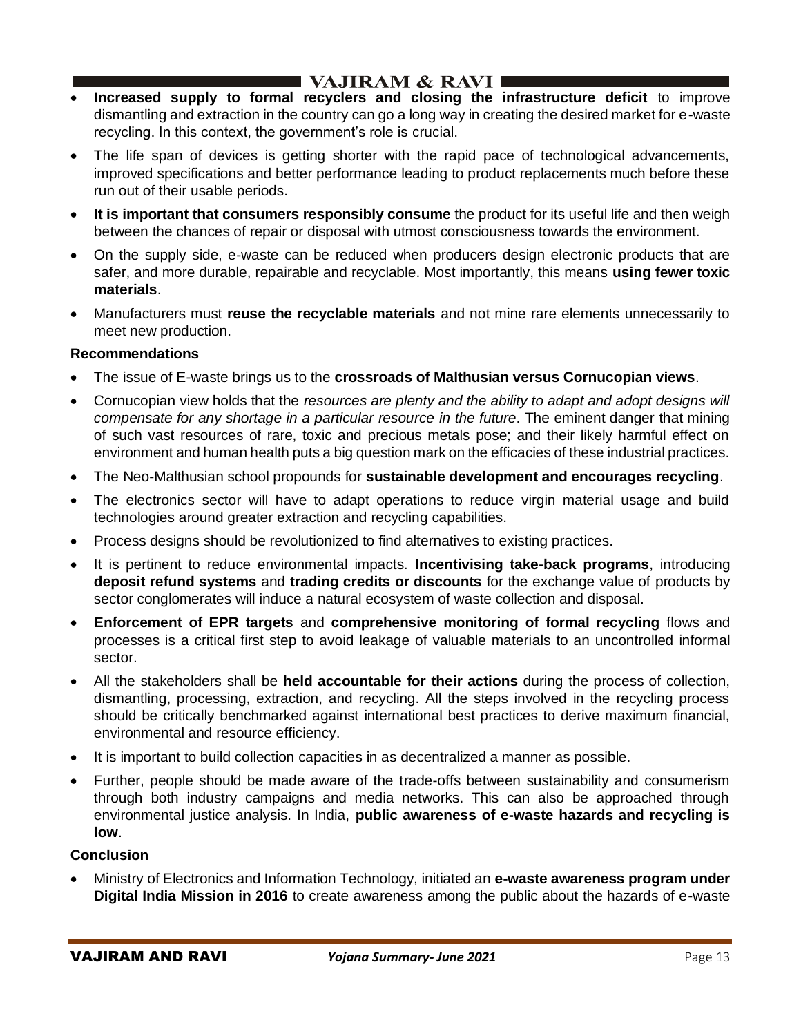- **Increased supply to formal recyclers and closing the infrastructure deficit** to improve dismantling and extraction in the country can go a long way in creating the desired market for e-waste recycling. In this context, the government's role is crucial.
- The life span of devices is getting shorter with the rapid pace of technological advancements, improved specifications and better performance leading to product replacements much before these run out of their usable periods.
- **It is important that consumers responsibly consume** the product for its useful life and then weigh between the chances of repair or disposal with utmost consciousness towards the environment.
- On the supply side, e-waste can be reduced when producers design electronic products that are safer, and more durable, repairable and recyclable. Most importantly, this means **using fewer toxic materials**.
- Manufacturers must **reuse the recyclable materials** and not mine rare elements unnecessarily to meet new production.

**Recommendations**

- The issue of E-waste brings us to the **crossroads of Malthusian versus Cornucopian views**.
- Cornucopian view holds that the *resources are plenty and the ability to adapt and adopt designs will compensate for any shortage in a particular resource in the future*. The eminent danger that mining of such vast resources of rare, toxic and precious metals pose; and their likely harmful effect on environment and human health puts a big question mark on the efficacies of these industrial practices.
- The Neo-Malthusian school propounds for **sustainable development and encourages recycling**.
- The electronics sector will have to adapt operations to reduce virgin material usage and build technologies around greater extraction and recycling capabilities.
- Process designs should be revolutionized to find alternatives to existing practices.
- It is pertinent to reduce environmental impacts. **Incentivising take-back programs**, introducing **deposit refund systems** and **trading credits or discounts** for the exchange value of products by sector conglomerates will induce a natural ecosystem of waste collection and disposal.
- **Enforcement of EPR targets** and **comprehensive monitoring of formal recycling** flows and processes is a critical first step to avoid leakage of valuable materials to an uncontrolled informal sector.
- All the stakeholders shall be **held accountable for their actions** during the process of collection, dismantling, processing, extraction, and recycling. All the steps involved in the recycling process should be critically benchmarked against international best practices to derive maximum financial, environmental and resource efficiency.
- It is important to build collection capacities in as decentralized a manner as possible.
- Further, people should be made aware of the trade-offs between sustainability and consumerism through both industry campaigns and media networks. This can also be approached through environmental justice analysis. In India, **public awareness of e-waste hazards and recycling is low**.

**Conclusion**

- Ministry of Electronics and Information Technology, initiated an **e-waste awareness program under Digital India Mission in 2016** to create awareness among the public about the hazards of e-waste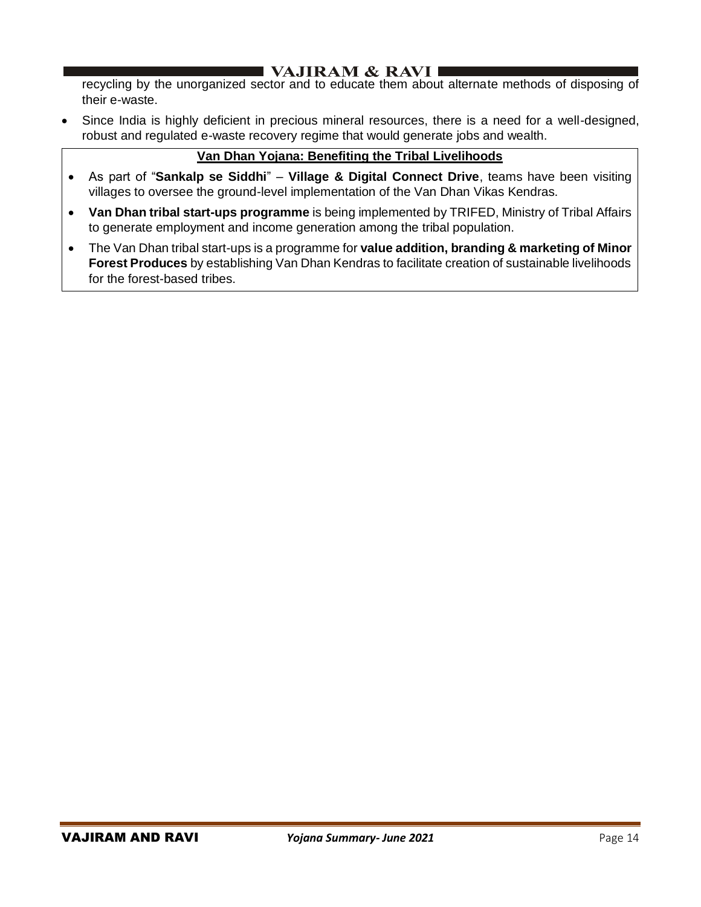recycling by the unorganized sector and to educate them about alternate methods of disposing of their e-waste.

- Since India is highly deficient in precious mineral resources, there is a need for a well-designed, robust and regulated e-waste recovery regime that would generate jobs and wealth.

## Van Dhan Yojana: Benefiting the Tribal Livelihoods

- As part of "**Sankalp se Siddhi**" – **Village & Digital Connect Drive**, teams have been visiting villages to oversee the ground-level implementation of the Van Dhan Vikas Kendras.
- **Van Dhan tribal start-ups programme** is being implemented by TRIFED, Ministry of Tribal Affairs to generate employment and income generation among the tribal population.
- The Van Dhan tribal start-ups is a programme for **value addition, branding & marketing of Minor Forest Produces** by establishing Van Dhan Kendras to facilitate creation of sustainable livelihoods for the forest-based tribes.